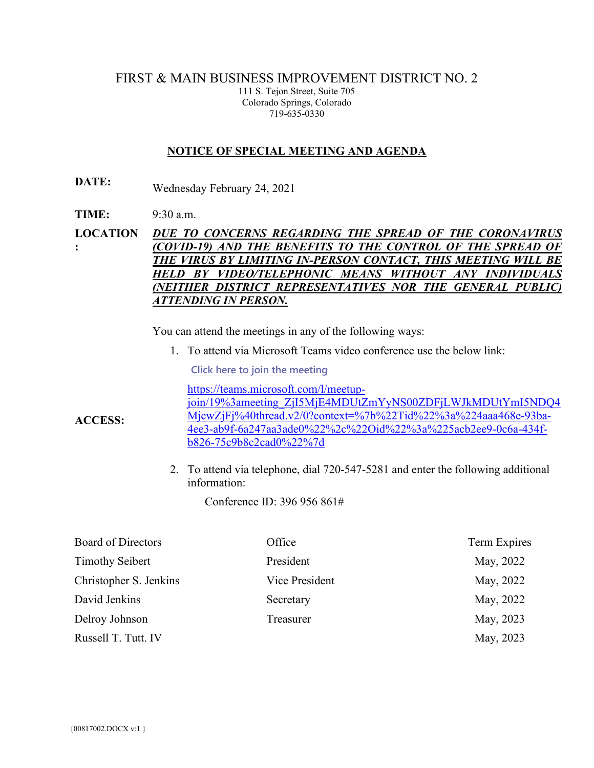# FIRST & MAIN BUSINESS IMPROVEMENT DISTRICT NO. 2

111 S. Tejon Street, Suite 705
Colorado Springs, Colorado
719-635-0330

## NOTICE OF SPECIAL MEETING AND AGENDA

**DATE:** Wednesday February 24, 2021

**TIME:** 9:30 a.m.

**LOCATION:** ***DUE TO CONCERNS REGARDING THE SPREAD OF THE CORONAVIRUS (COVID-19) AND THE BENEFITS TO THE CONTROL OF THE SPREAD OF THE VIRUS BY LIMITING IN-PERSON CONTACT, THIS MEETING WILL BE HELD BY VIDEO/TELEPHONIC MEANS WITHOUT ANY INDIVIDUALS (NEITHER DISTRICT REPRESENTATIVES NOR THE GENERAL PUBLIC) ATTENDING IN PERSON.***

**ACCESS:**

You can attend the meetings in any of the following ways:

1. To attend via Microsoft Teams video conference use the below link:

   Click here to join the meeting

   https://teams.microsoft.com/l/meetup-join/19%3ameeting_ZjI5MjE4MDUtZmYyNS00ZDFjLWJkMDUtYmI5NDQ4MjcwZjFj%40thread.v2/0?context=%7b%22Tid%22%3a%224aaa468e-93ba-4ee3-ab9f-6a247aa3ade0%22%2c%22Oid%22%3a%225acb2ee9-0c6a-434f-b826-75c9b8c2cad0%22%7d

2. To attend via telephone, dial 720-547-5281 and enter the following additional information:

   Conference ID: 396 956 861#

| Board of Directors | Office | Term Expires |
|---|---|---|
| Timothy Seibert | President | May, 2022 |
| Christopher S. Jenkins | Vice President | May, 2022 |
| David Jenkins | Secretary | May, 2022 |
| Delroy Johnson | Treasurer | May, 2023 |
| Russell T. Tutt. IV | | May, 2023 |

{00817002.DOCX v:1 }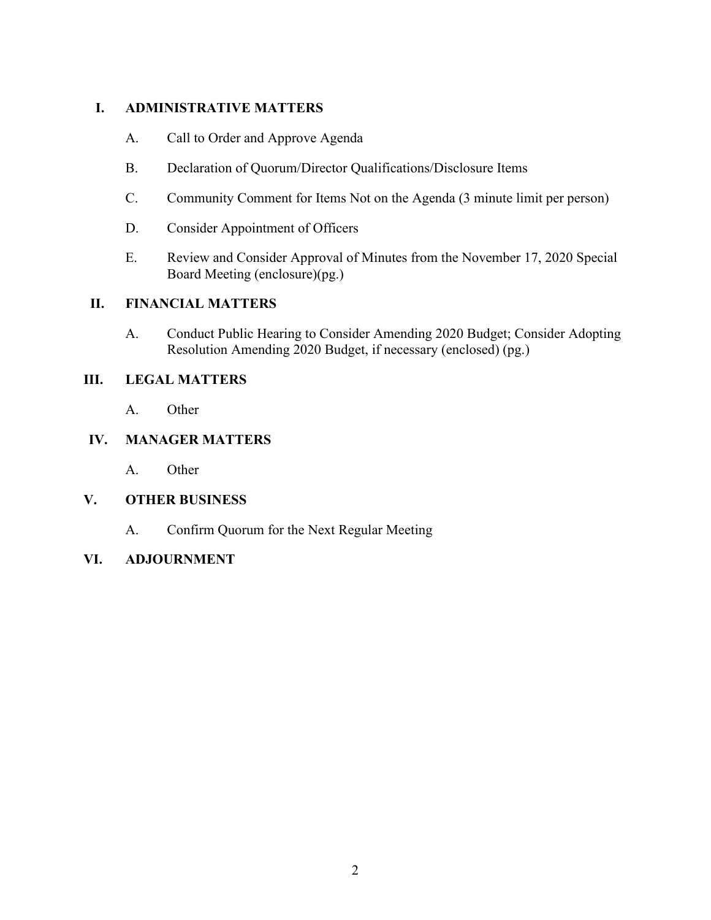## I. ADMINISTRATIVE MATTERS

A. Call to Order and Approve Agenda

B. Declaration of Quorum/Director Qualifications/Disclosure Items

C. Community Comment for Items Not on the Agenda (3 minute limit per person)

D. Consider Appointment of Officers

E. Review and Consider Approval of Minutes from the November 17, 2020 Special Board Meeting (enclosure)(pg.)

## II. FINANCIAL MATTERS

A. Conduct Public Hearing to Consider Amending 2020 Budget; Consider Adopting Resolution Amending 2020 Budget, if necessary (enclosed) (pg.)

## III. LEGAL MATTERS

A. Other

## IV. MANAGER MATTERS

A. Other

## V. OTHER BUSINESS

A. Confirm Quorum for the Next Regular Meeting

## VI. ADJOURNMENT